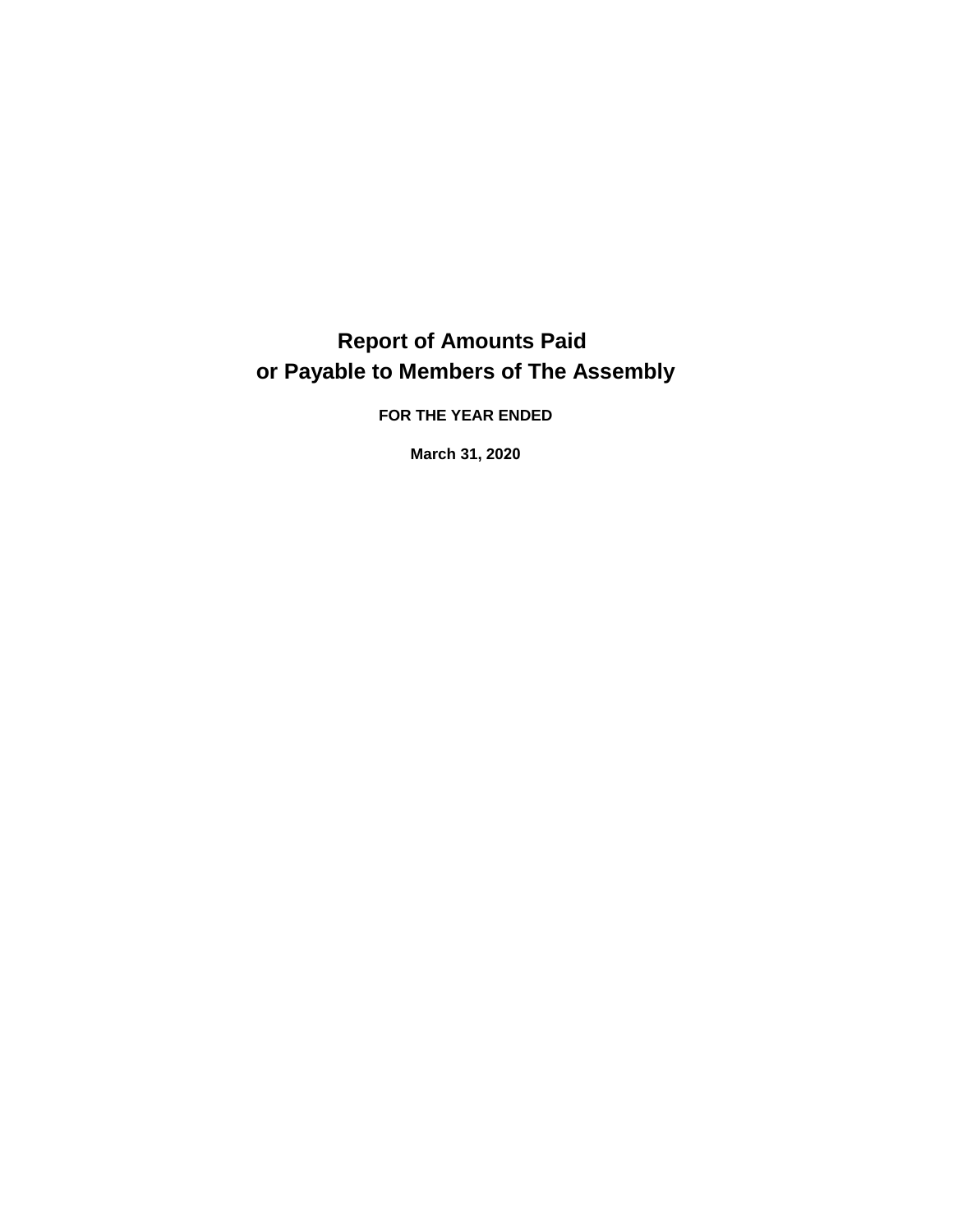# Report of Amounts Paid or Payable to Members of The Assembly

**FOR THE YEAR ENDED**

**March 31, 2020**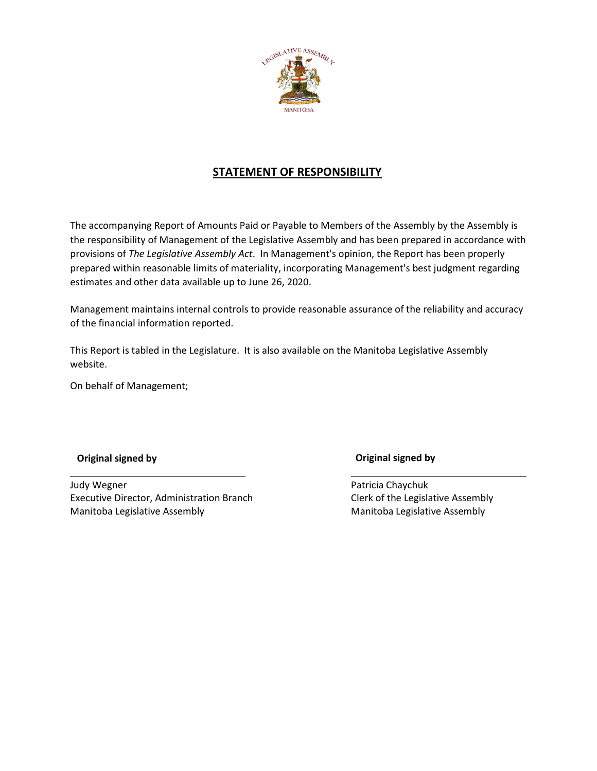## STATEMENT OF RESPONSIBILITY

The accompanying Report of Amounts Paid or Payable to Members of the Assembly by the Assembly is the responsibility of Management of the Legislative Assembly and has been prepared in accordance with provisions of *The Legislative Assembly Act*. In Management's opinion, the Report has been properly prepared within reasonable limits of materiality, incorporating Management's best judgment regarding estimates and other data available up to June 26, 2020.

Management maintains internal controls to provide reasonable assurance of the reliability and accuracy of the financial information reported.

This Report is tabled in the Legislature. It is also available on the Manitoba Legislative Assembly website.

On behalf of Management;

**Original signed by**

Judy Wegner
Executive Director, Administration Branch
Manitoba Legislative Assembly

**Original signed by**

Patricia Chaychuk
Clerk of the Legislative Assembly
Manitoba Legislative Assembly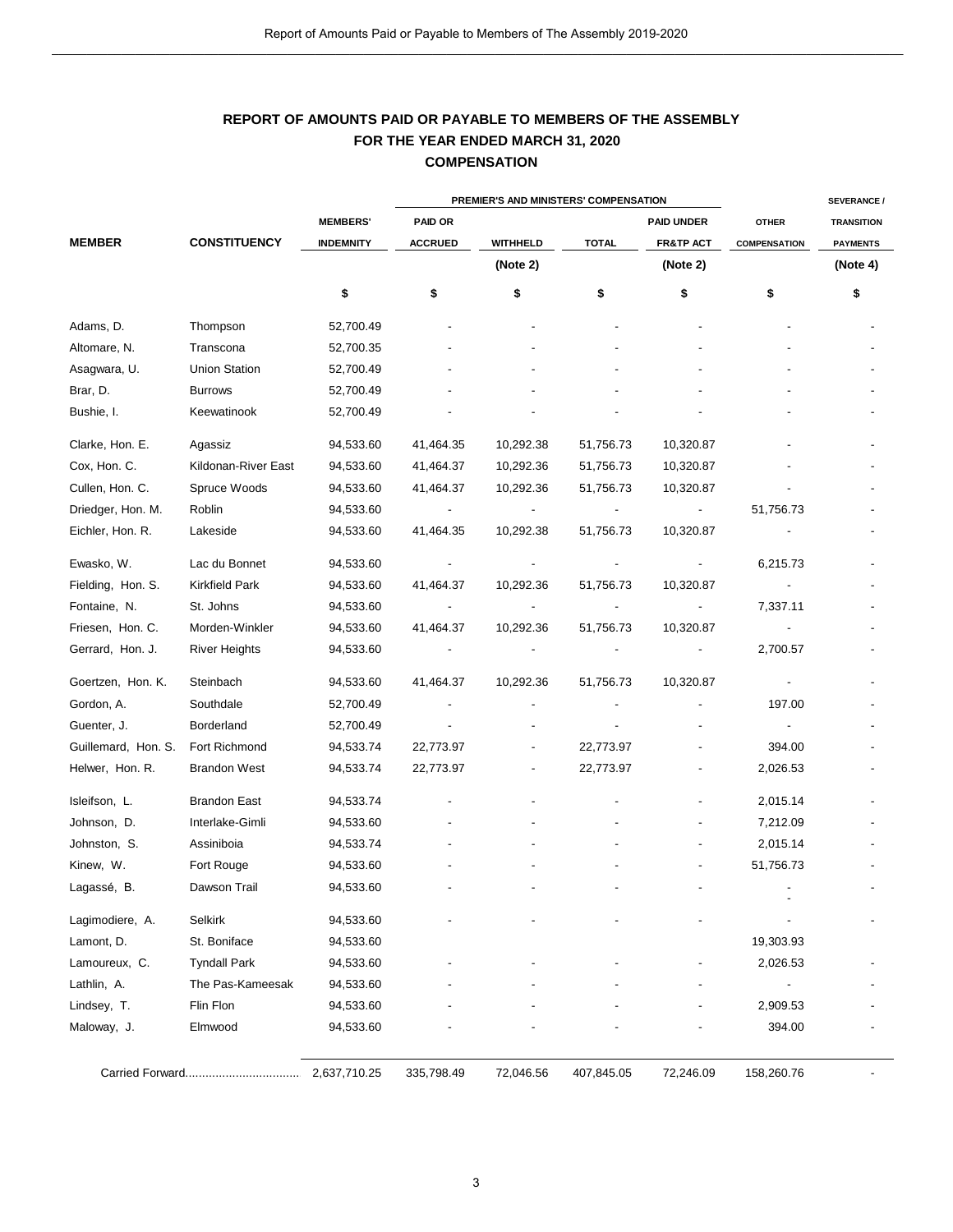## REPORT OF AMOUNTS PAID OR PAYABLE TO MEMBERS OF THE ASSEMBLY
## FOR THE YEAR ENDED MARCH 31, 2020
## COMPENSATION

| MEMBER | CONSTITUENCY | MEMBERS' INDEMNITY | PREMIER'S AND MINISTERS' COMPENSATION | | | | OTHER COMPENSATION | SEVERANCE / TRANSITION PAYMENTS |
|---|---|---|---|---|---|---|---|---|
| | | | PAID OR ACCRUED | WITHHELD (Note 2) | TOTAL | PAID UNDER FR&TP ACT (Note 2) | | (Note 4) |
| | | $ | $ | $ | $ | $ | $ | $ |
| Adams, D. | Thompson | 52,700.49 | - | - | - | - | - | - |
| Altomare, N. | Transcona | 52,700.35 | - | - | - | - | - | - |
| Asagwara, U. | Union Station | 52,700.49 | - | - | - | - | - | - |
| Brar, D. | Burrows | 52,700.49 | - | - | - | - | - | - |
| Bushie, I. | Keewatinook | 52,700.49 | - | - | - | - | - | - |
| Clarke, Hon. E. | Agassiz | 94,533.60 | 41,464.35 | 10,292.38 | 51,756.73 | 10,320.87 | - | - |
| Cox, Hon. C. | Kildonan-River East | 94,533.60 | 41,464.37 | 10,292.36 | 51,756.73 | 10,320.87 | - | - |
| Cullen, Hon. C. | Spruce Woods | 94,533.60 | 41,464.37 | 10,292.36 | 51,756.73 | 10,320.87 | - | - |
| Driedger, Hon. M. | Roblin | 94,533.60 | - | - | - | - | 51,756.73 | - |
| Eichler, Hon. R. | Lakeside | 94,533.60 | 41,464.35 | 10,292.38 | 51,756.73 | 10,320.87 | - | - |
| Ewasko, W. | Lac du Bonnet | 94,533.60 | - | - | - | - | 6,215.73 | - |
| Fielding, Hon. S. | Kirkfield Park | 94,533.60 | 41,464.37 | 10,292.36 | 51,756.73 | 10,320.87 | - | - |
| Fontaine, N. | St. Johns | 94,533.60 | - | - | - | - | 7,337.11 | - |
| Friesen, Hon. C. | Morden-Winkler | 94,533.60 | 41,464.37 | 10,292.36 | 51,756.73 | 10,320.87 | - | - |
| Gerrard, Hon. J. | River Heights | 94,533.60 | - | - | - | - | 2,700.57 | - |
| Goertzen, Hon. K. | Steinbach | 94,533.60 | 41,464.37 | 10,292.36 | 51,756.73 | 10,320.87 | - | - |
| Gordon, A. | Southdale | 52,700.49 | - | - | - | - | 197.00 | - |
| Guenter, J. | Borderland | 52,700.49 | - | - | - | - | - | - |
| Guillemard, Hon. S. | Fort Richmond | 94,533.74 | 22,773.97 | - | 22,773.97 | - | 394.00 | - |
| Helwer, Hon. R. | Brandon West | 94,533.74 | 22,773.97 | - | 22,773.97 | - | 2,026.53 | - |
| Isleifson, L. | Brandon East | 94,533.74 | - | - | - | - | 2,015.14 | - |
| Johnson, D. | Interlake-Gimli | 94,533.60 | - | - | - | - | 7,212.09 | - |
| Johnston, S. | Assiniboia | 94,533.74 | - | - | - | - | 2,015.14 | - |
| Kinew, W. | Fort Rouge | 94,533.60 | - | - | - | - | 51,756.73 | - |
| Lagassé, B. | Dawson Trail | 94,533.60 | - | - | - | - | - | - |
| Lagimodiere, A. | Selkirk | 94,533.60 | - | - | - | - | - | - |
| Lamont, D. | St. Boniface | 94,533.60 | | | | | 19,303.93 | |
| Lamoureux, C. | Tyndall Park | 94,533.60 | - | - | - | - | 2,026.53 | - |
| Lathlin, A. | The Pas-Kameesak | 94,533.60 | - | - | - | - | - | - |
| Lindsey, T. | Flin Flon | 94,533.60 | - | - | - | - | 2,909.53 | - |
| Maloway, J. | Elmwood | 94,533.60 | - | - | - | - | 394.00 | - |
| Carried Forward.................................. | | 2,637,710.25 | 335,798.49 | 72,046.56 | 407,845.05 | 72,246.09 | 158,260.76 | - |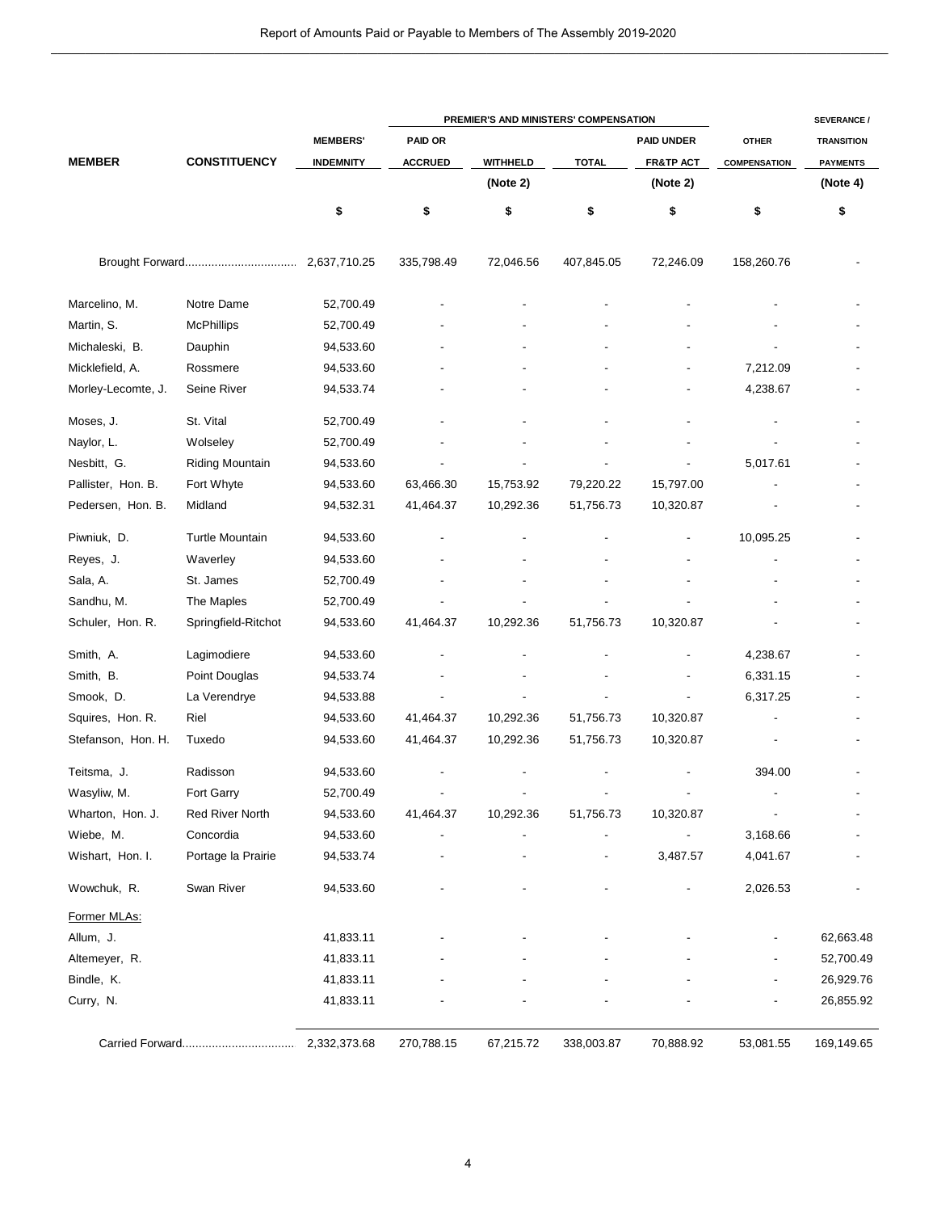## Report of Amounts Paid or Payable to Members of The Assembly 2019-2020

| MEMBER | CONSTITUENCY | MEMBERS' INDEMNITY | PREMIER'S AND MINISTERS' COMPENSATION PAID OR ACCRUED | WITHHELD (Note 2) | TOTAL | PAID UNDER FR&TP ACT (Note 2) | OTHER COMPENSATION | SEVERANCE / TRANSITION PAYMENTS (Note 4) |
|---|---|---|---|---|---|---|---|---|
| | | $ | $ | $ | $ | $ | $ | $ |
| Brought Forward.................................. | | 2,637,710.25 | 335,798.49 | 72,046.56 | 407,845.05 | 72,246.09 | 158,260.76 | - |
| Marcelino, M. | Notre Dame | 52,700.49 | - | - | - | - | - | - |
| Martin, S. | McPhillips | 52,700.49 | - | - | - | - | - | - |
| Michaleski, B. | Dauphin | 94,533.60 | - | - | - | - | - | - |
| Micklefield, A. | Rossmere | 94,533.60 | - | - | - | - | 7,212.09 | - |
| Morley-Lecomte, J. | Seine River | 94,533.74 | - | - | - | - | 4,238.67 | - |
| Moses, J. | St. Vital | 52,700.49 | - | - | - | - | - | - |
| Naylor, L. | Wolseley | 52,700.49 | - | - | - | - | - | - |
| Nesbitt, G. | Riding Mountain | 94,533.60 | - | - | - | - | 5,017.61 | - |
| Pallister, Hon. B. | Fort Whyte | 94,533.60 | 63,466.30 | 15,753.92 | 79,220.22 | 15,797.00 | - | - |
| Pedersen, Hon. B. | Midland | 94,532.31 | 41,464.37 | 10,292.36 | 51,756.73 | 10,320.87 | - | - |
| Piwniuk, D. | Turtle Mountain | 94,533.60 | - | - | - | - | 10,095.25 | - |
| Reyes, J. | Waverley | 94,533.60 | - | - | - | - | - | - |
| Sala, A. | St. James | 52,700.49 | - | - | - | - | - | - |
| Sandhu, M. | The Maples | 52,700.49 | - | - | - | - | - | - |
| Schuler, Hon. R. | Springfield-Ritchot | 94,533.60 | 41,464.37 | 10,292.36 | 51,756.73 | 10,320.87 | - | - |
| Smith, A. | Lagimodiere | 94,533.60 | - | - | - | - | 4,238.67 | - |
| Smith, B. | Point Douglas | 94,533.74 | - | - | - | - | 6,331.15 | - |
| Smook, D. | La Verendrye | 94,533.88 | - | - | - | - | 6,317.25 | - |
| Squires, Hon. R. | Riel | 94,533.60 | 41,464.37 | 10,292.36 | 51,756.73 | 10,320.87 | - | - |
| Stefanson, Hon. H. | Tuxedo | 94,533.60 | 41,464.37 | 10,292.36 | 51,756.73 | 10,320.87 | - | - |
| Teitsma, J. | Radisson | 94,533.60 | - | - | - | - | 394.00 | - |
| Wasyliw, M. | Fort Garry | 52,700.49 | - | - | - | - | - | - |
| Wharton, Hon. J. | Red River North | 94,533.60 | 41,464.37 | 10,292.36 | 51,756.73 | 10,320.87 | - | - |
| Wiebe, M. | Concordia | 94,533.60 | - | - | - | - | 3,168.66 | - |
| Wishart, Hon. I. | Portage la Prairie | 94,533.74 | - | - | - | 3,487.57 | 4,041.67 | - |
| Wowchuk, R. | Swan River | 94,533.60 | - | - | - | - | 2,026.53 | - |
| Former MLAs: | | | | | | | | |
| Allum, J. | | 41,833.11 | - | - | - | - | - | 62,663.48 |
| Altemeyer, R. | | 41,833.11 | - | - | - | - | - | 52,700.49 |
| Bindle, K. | | 41,833.11 | - | - | - | - | - | 26,929.76 |
| Curry, N. | | 41,833.11 | - | - | - | - | - | 26,855.92 |
| Carried Forward.................................. | | 2,332,373.68 | 270,788.15 | 67,215.72 | 338,003.87 | 70,888.92 | 53,081.55 | 169,149.65 |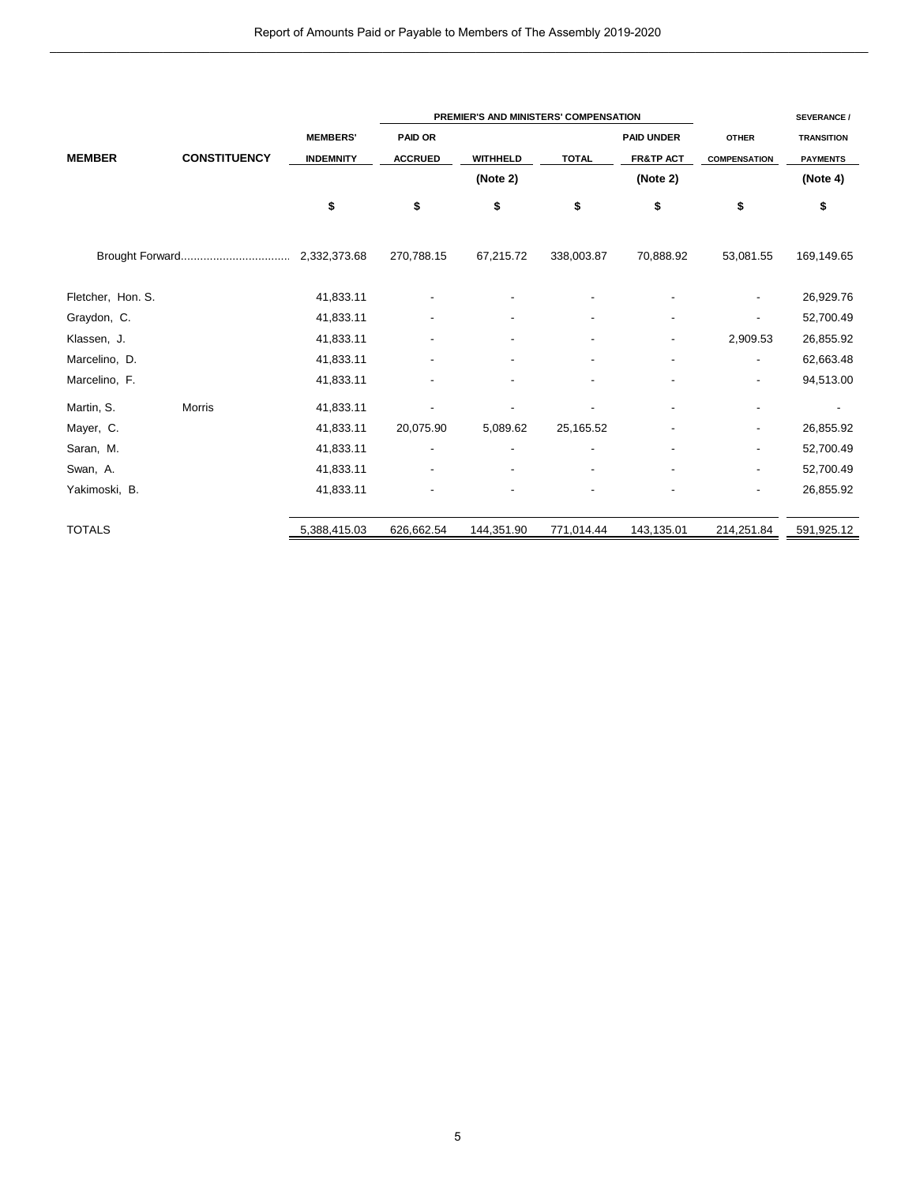| MEMBER | CONSTITUENCY | MEMBERS' INDEMNITY | PREMIER'S AND MINISTERS' COMPENSATION PAID OR ACCRUED | WITHHELD (Note 2) | TOTAL | PAID UNDER FR&TP ACT (Note 2) | OTHER COMPENSATION | SEVERANCE / TRANSITION PAYMENTS (Note 4) |
|---|---|---|---|---|---|---|---|---|
| | | $ | $ | $ | $ | $ | $ | $ |
| Brought Forward.................................. | | 2,332,373.68 | 270,788.15 | 67,215.72 | 338,003.87 | 70,888.92 | 53,081.55 | 169,149.65 |
| Fletcher, Hon. S. | | 41,833.11 | - | - | - | - | - | 26,929.76 |
| Graydon, C. | | 41,833.11 | - | - | - | - | - | 52,700.49 |
| Klassen, J. | | 41,833.11 | - | - | - | - | 2,909.53 | 26,855.92 |
| Marcelino, D. | | 41,833.11 | - | - | - | - | - | 62,663.48 |
| Marcelino, F. | | 41,833.11 | - | - | - | - | - | 94,513.00 |
| Martin, S. | Morris | 41,833.11 | - | - | - | - | - | - |
| Mayer, C. | | 41,833.11 | 20,075.90 | 5,089.62 | 25,165.52 | - | - | 26,855.92 |
| Saran, M. | | 41,833.11 | - | - | - | - | - | 52,700.49 |
| Swan, A. | | 41,833.11 | - | - | - | - | - | 52,700.49 |
| Yakimoski, B. | | 41,833.11 | - | - | - | - | - | 26,855.92 |
| TOTALS | | 5,388,415.03 | 626,662.54 | 144,351.90 | 771,014.44 | 143,135.01 | 214,251.84 | 591,925.12 |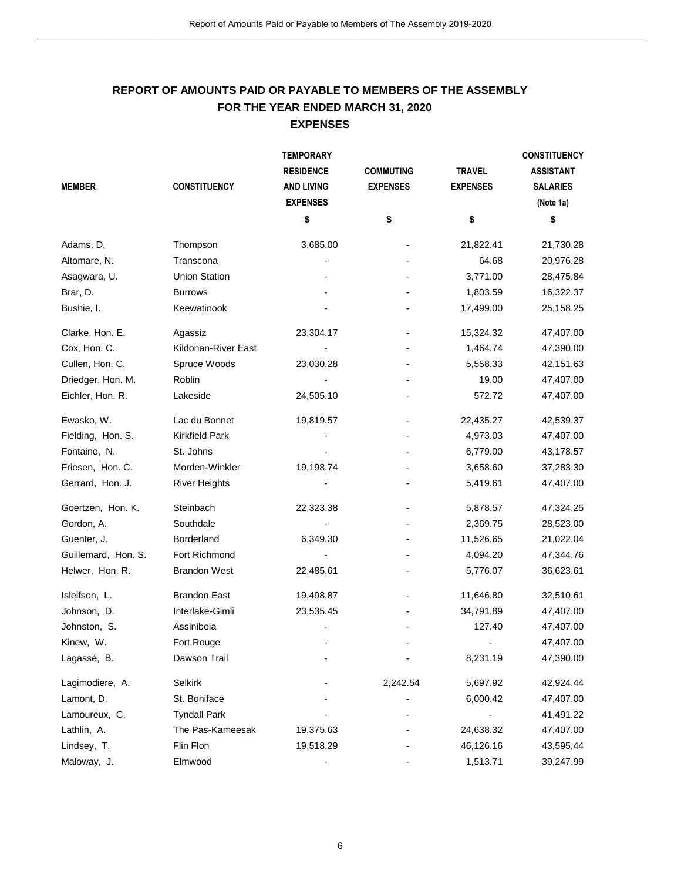## REPORT OF AMOUNTS PAID OR PAYABLE TO MEMBERS OF THE ASSEMBLY
## FOR THE YEAR ENDED MARCH 31, 2020
## EXPENSES

| MEMBER | CONSTITUENCY | TEMPORARY RESIDENCE AND LIVING EXPENSES | COMMUTING EXPENSES | TRAVEL EXPENSES | CONSTITUENCY ASSISTANT SALARIES (Note 1a) |
|---|---|---|---|---|---|
| | | $ | $ | $ | $ |
| Adams, D. | Thompson | 3,685.00 | - | 21,822.41 | 21,730.28 |
| Altomare, N. | Transcona | - | - | 64.68 | 20,976.28 |
| Asagwara, U. | Union Station | - | - | 3,771.00 | 28,475.84 |
| Brar, D. | Burrows | - | - | 1,803.59 | 16,322.37 |
| Bushie, I. | Keewatinook | - | - | 17,499.00 | 25,158.25 |
| Clarke, Hon. E. | Agassiz | 23,304.17 | - | 15,324.32 | 47,407.00 |
| Cox, Hon. C. | Kildonan-River East | - | - | 1,464.74 | 47,390.00 |
| Cullen, Hon. C. | Spruce Woods | 23,030.28 | - | 5,558.33 | 42,151.63 |
| Driedger, Hon. M. | Roblin | - | - | 19.00 | 47,407.00 |
| Eichler, Hon. R. | Lakeside | 24,505.10 | - | 572.72 | 47,407.00 |
| Ewasko, W. | Lac du Bonnet | 19,819.57 | - | 22,435.27 | 42,539.37 |
| Fielding, Hon. S. | Kirkfield Park | - | - | 4,973.03 | 47,407.00 |
| Fontaine, N. | St. Johns | - | - | 6,779.00 | 43,178.57 |
| Friesen, Hon. C. | Morden-Winkler | 19,198.74 | - | 3,658.60 | 37,283.30 |
| Gerrard, Hon. J. | River Heights | - | - | 5,419.61 | 47,407.00 |
| Goertzen, Hon. K. | Steinbach | 22,323.38 | - | 5,878.57 | 47,324.25 |
| Gordon, A. | Southdale | - | - | 2,369.75 | 28,523.00 |
| Guenter, J. | Borderland | 6,349.30 | - | 11,526.65 | 21,022.04 |
| Guillemard, Hon. S. | Fort Richmond | - | - | 4,094.20 | 47,344.76 |
| Helwer, Hon. R. | Brandon West | 22,485.61 | - | 5,776.07 | 36,623.61 |
| Isleifson, L. | Brandon East | 19,498.87 | - | 11,646.80 | 32,510.61 |
| Johnson, D. | Interlake-Gimli | 23,535.45 | - | 34,791.89 | 47,407.00 |
| Johnston, S. | Assiniboia | - | - | 127.40 | 47,407.00 |
| Kinew, W. | Fort Rouge | - | - | - | 47,407.00 |
| Lagassé, B. | Dawson Trail | - | - | 8,231.19 | 47,390.00 |
| Lagimodiere, A. | Selkirk | - | 2,242.54 | 5,697.92 | 42,924.44 |
| Lamont, D. | St. Boniface | - | - | 6,000.42 | 47,407.00 |
| Lamoureux, C. | Tyndall Park | - | - | - | 41,491.22 |
| Lathlin, A. | The Pas-Kameesak | 19,375.63 | - | 24,638.32 | 47,407.00 |
| Lindsey, T. | Flin Flon | 19,518.29 | - | 46,126.16 | 43,595.44 |
| Maloway, J. | Elmwood | - | - | 1,513.71 | 39,247.99 |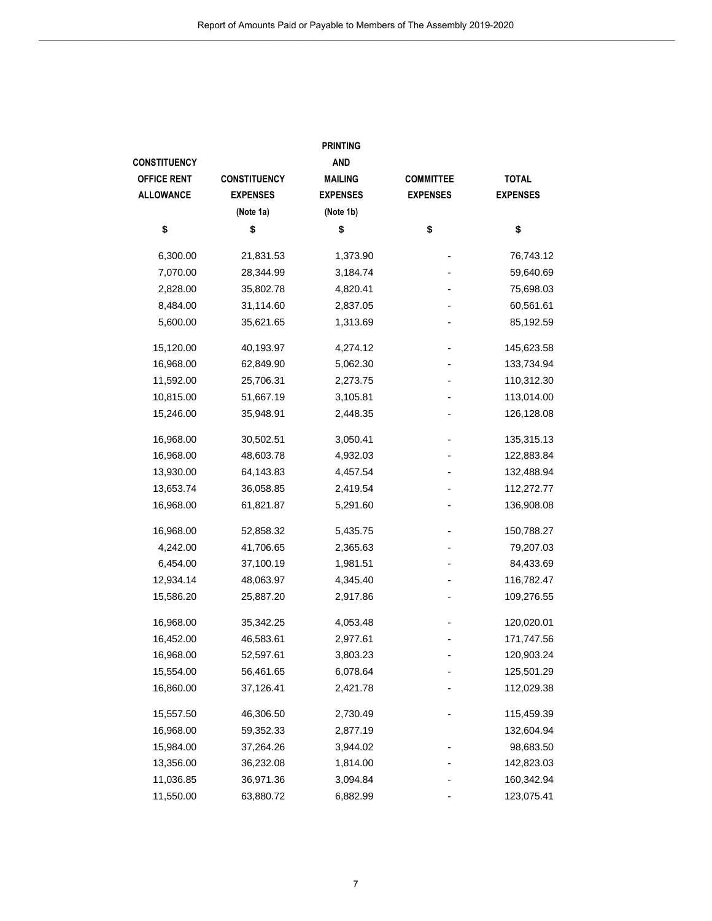| CONSTITUENCY OFFICE RENT ALLOWANCE | CONSTITUENCY EXPENSES (Note 1a) | PRINTING AND MAILING EXPENSES (Note 1b) | COMMITTEE EXPENSES | TOTAL EXPENSES |
|---|---|---|---|---|
| $ | $ | $ | $ | $ |
| 6,300.00 | 21,831.53 | 1,373.90 | - | 76,743.12 |
| 7,070.00 | 28,344.99 | 3,184.74 | - | 59,640.69 |
| 2,828.00 | 35,802.78 | 4,820.41 | - | 75,698.03 |
| 8,484.00 | 31,114.60 | 2,837.05 | - | 60,561.61 |
| 5,600.00 | 35,621.65 | 1,313.69 | - | 85,192.59 |
| 15,120.00 | 40,193.97 | 4,274.12 | - | 145,623.58 |
| 16,968.00 | 62,849.90 | 5,062.30 | - | 133,734.94 |
| 11,592.00 | 25,706.31 | 2,273.75 | - | 110,312.30 |
| 10,815.00 | 51,667.19 | 3,105.81 | - | 113,014.00 |
| 15,246.00 | 35,948.91 | 2,448.35 | - | 126,128.08 |
| 16,968.00 | 30,502.51 | 3,050.41 | - | 135,315.13 |
| 16,968.00 | 48,603.78 | 4,932.03 | - | 122,883.84 |
| 13,930.00 | 64,143.83 | 4,457.54 | - | 132,488.94 |
| 13,653.74 | 36,058.85 | 2,419.54 | - | 112,272.77 |
| 16,968.00 | 61,821.87 | 5,291.60 | - | 136,908.08 |
| 16,968.00 | 52,858.32 | 5,435.75 | - | 150,788.27 |
| 4,242.00 | 41,706.65 | 2,365.63 | - | 79,207.03 |
| 6,454.00 | 37,100.19 | 1,981.51 | - | 84,433.69 |
| 12,934.14 | 48,063.97 | 4,345.40 | - | 116,782.47 |
| 15,586.20 | 25,887.20 | 2,917.86 | - | 109,276.55 |
| 16,968.00 | 35,342.25 | 4,053.48 | - | 120,020.01 |
| 16,452.00 | 46,583.61 | 2,977.61 | - | 171,747.56 |
| 16,968.00 | 52,597.61 | 3,803.23 | - | 120,903.24 |
| 15,554.00 | 56,461.65 | 6,078.64 | - | 125,501.29 |
| 16,860.00 | 37,126.41 | 2,421.78 | - | 112,029.38 |
| 15,557.50 | 46,306.50 | 2,730.49 | - | 115,459.39 |
| 16,968.00 | 59,352.33 | 2,877.19 | | 132,604.94 |
| 15,984.00 | 37,264.26 | 3,944.02 | - | 98,683.50 |
| 13,356.00 | 36,232.08 | 1,814.00 | - | 142,823.03 |
| 11,036.85 | 36,971.36 | 3,094.84 | - | 160,342.94 |
| 11,550.00 | 63,880.72 | 6,882.99 | - | 123,075.41 |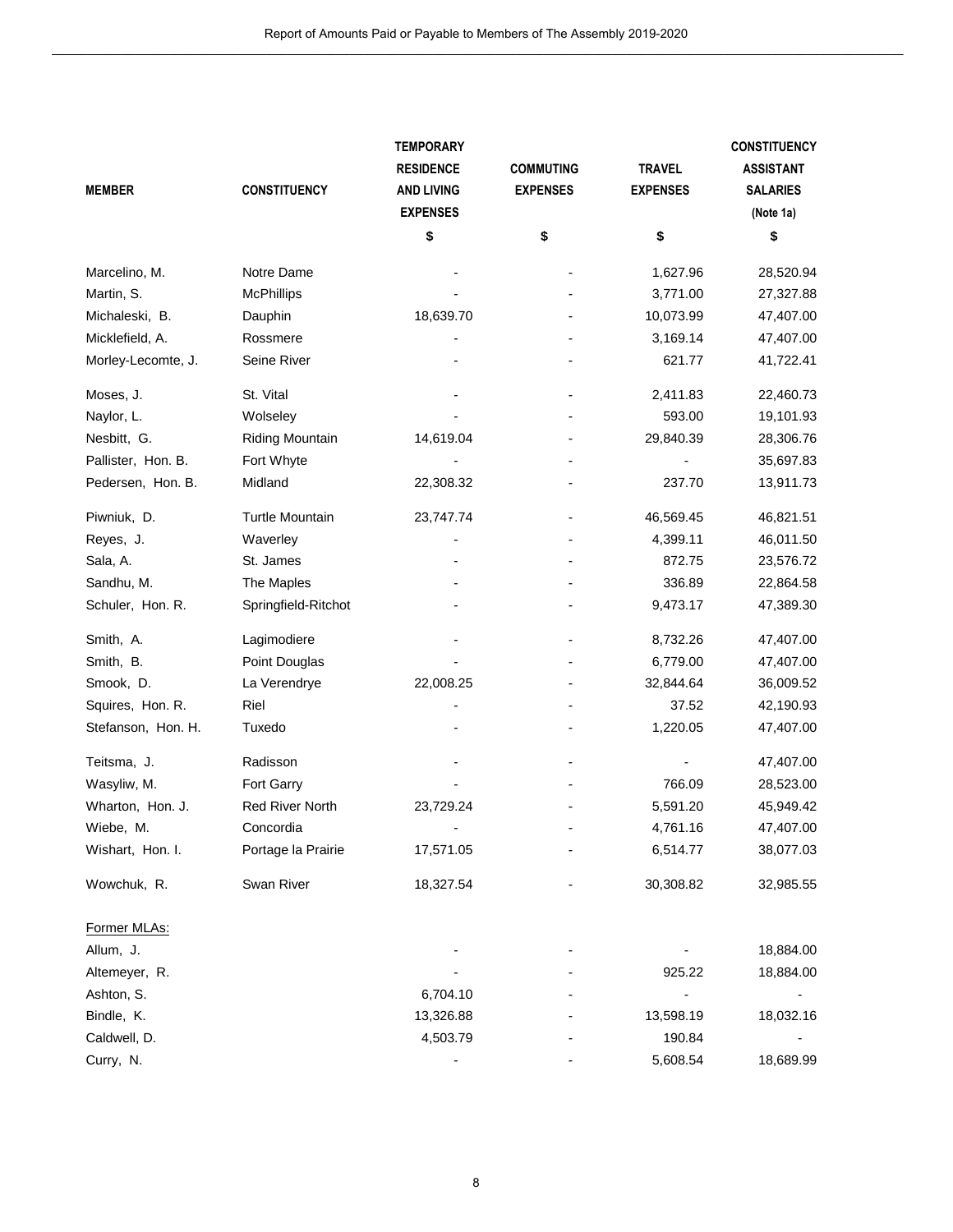| MEMBER | CONSTITUENCY | TEMPORARY RESIDENCE AND LIVING EXPENSES | COMMUTING EXPENSES | TRAVEL EXPENSES | CONSTITUENCY ASSISTANT SALARIES (Note 1a) |
|---|---|---|---|---|---|
| | | $ | $ | $ | $ |
| Marcelino, M. | Notre Dame | - | - | 1,627.96 | 28,520.94 |
| Martin, S. | McPhillips | - | - | 3,771.00 | 27,327.88 |
| Michaleski, B. | Dauphin | 18,639.70 | - | 10,073.99 | 47,407.00 |
| Micklefield, A. | Rossmere | - | - | 3,169.14 | 47,407.00 |
| Morley-Lecomte, J. | Seine River | - | - | 621.77 | 41,722.41 |
| Moses, J. | St. Vital | - | - | 2,411.83 | 22,460.73 |
| Naylor, L. | Wolseley | - | - | 593.00 | 19,101.93 |
| Nesbitt, G. | Riding Mountain | 14,619.04 | - | 29,840.39 | 28,306.76 |
| Pallister, Hon. B. | Fort Whyte | - | - | - | 35,697.83 |
| Pedersen, Hon. B. | Midland | 22,308.32 | - | 237.70 | 13,911.73 |
| Piwniuk, D. | Turtle Mountain | 23,747.74 | - | 46,569.45 | 46,821.51 |
| Reyes, J. | Waverley | - | - | 4,399.11 | 46,011.50 |
| Sala, A. | St. James | - | - | 872.75 | 23,576.72 |
| Sandhu, M. | The Maples | - | - | 336.89 | 22,864.58 |
| Schuler, Hon. R. | Springfield-Ritchot | - | - | 9,473.17 | 47,389.30 |
| Smith, A. | Lagimodiere | - | - | 8,732.26 | 47,407.00 |
| Smith, B. | Point Douglas | - | - | 6,779.00 | 47,407.00 |
| Smook, D. | La Verendrye | 22,008.25 | - | 32,844.64 | 36,009.52 |
| Squires, Hon. R. | Riel | - | - | 37.52 | 42,190.93 |
| Stefanson, Hon. H. | Tuxedo | - | - | 1,220.05 | 47,407.00 |
| Teitsma, J. | Radisson | - | - | - | 47,407.00 |
| Wasyliw, M. | Fort Garry | - | - | 766.09 | 28,523.00 |
| Wharton, Hon. J. | Red River North | 23,729.24 | - | 5,591.20 | 45,949.42 |
| Wiebe, M. | Concordia | - | - | 4,761.16 | 47,407.00 |
| Wishart, Hon. I. | Portage la Prairie | 17,571.05 | - | 6,514.77 | 38,077.03 |
| Wowchuk, R. | Swan River | 18,327.54 | - | 30,308.82 | 32,985.55 |
| Former MLAs: | | | | | |
| Allum, J. | | - | - | - | 18,884.00 |
| Altemeyer, R. | | - | - | 925.22 | 18,884.00 |
| Ashton, S. | | 6,704.10 | - | - | - |
| Bindle, K. | | 13,326.88 | - | 13,598.19 | 18,032.16 |
| Caldwell, D. | | 4,503.79 | - | 190.84 | - |
| Curry, N. | | - | - | 5,608.54 | 18,689.99 |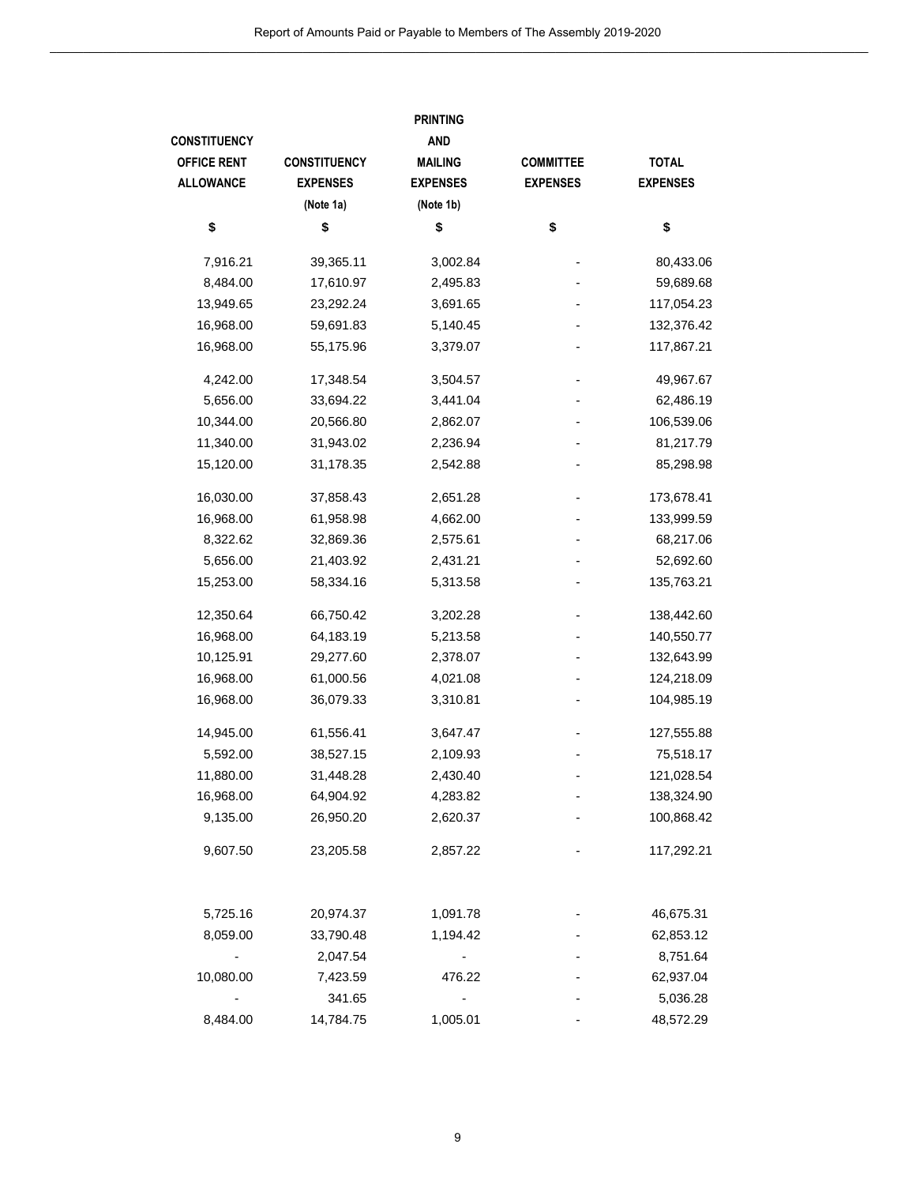| CONSTITUENCY OFFICE RENT ALLOWANCE | CONSTITUENCY EXPENSES (Note 1a) | PRINTING AND MAILING EXPENSES (Note 1b) | COMMITTEE EXPENSES | TOTAL EXPENSES |
|---|---|---|---|---|
| $ | $ | $ | $ | $ |
| 7,916.21 | 39,365.11 | 3,002.84 | - | 80,433.06 |
| 8,484.00 | 17,610.97 | 2,495.83 | - | 59,689.68 |
| 13,949.65 | 23,292.24 | 3,691.65 | - | 117,054.23 |
| 16,968.00 | 59,691.83 | 5,140.45 | - | 132,376.42 |
| 16,968.00 | 55,175.96 | 3,379.07 | - | 117,867.21 |
| 4,242.00 | 17,348.54 | 3,504.57 | - | 49,967.67 |
| 5,656.00 | 33,694.22 | 3,441.04 | - | 62,486.19 |
| 10,344.00 | 20,566.80 | 2,862.07 | - | 106,539.06 |
| 11,340.00 | 31,943.02 | 2,236.94 | - | 81,217.79 |
| 15,120.00 | 31,178.35 | 2,542.88 | - | 85,298.98 |
| 16,030.00 | 37,858.43 | 2,651.28 | - | 173,678.41 |
| 16,968.00 | 61,958.98 | 4,662.00 | - | 133,999.59 |
| 8,322.62 | 32,869.36 | 2,575.61 | - | 68,217.06 |
| 5,656.00 | 21,403.92 | 2,431.21 | - | 52,692.60 |
| 15,253.00 | 58,334.16 | 5,313.58 | - | 135,763.21 |
| 12,350.64 | 66,750.42 | 3,202.28 | - | 138,442.60 |
| 16,968.00 | 64,183.19 | 5,213.58 | - | 140,550.77 |
| 10,125.91 | 29,277.60 | 2,378.07 | - | 132,643.99 |
| 16,968.00 | 61,000.56 | 4,021.08 | - | 124,218.09 |
| 16,968.00 | 36,079.33 | 3,310.81 | - | 104,985.19 |
| 14,945.00 | 61,556.41 | 3,647.47 | - | 127,555.88 |
| 5,592.00 | 38,527.15 | 2,109.93 | - | 75,518.17 |
| 11,880.00 | 31,448.28 | 2,430.40 | - | 121,028.54 |
| 16,968.00 | 64,904.92 | 4,283.82 | - | 138,324.90 |
| 9,135.00 | 26,950.20 | 2,620.37 | - | 100,868.42 |
| 9,607.50 | 23,205.58 | 2,857.22 | - | 117,292.21 |
| 5,725.16 | 20,974.37 | 1,091.78 | - | 46,675.31 |
| 8,059.00 | 33,790.48 | 1,194.42 | - | 62,853.12 |
| - | 2,047.54 | - | - | 8,751.64 |
| 10,080.00 | 7,423.59 | 476.22 | - | 62,937.04 |
| - | 341.65 | - | - | 5,036.28 |
| 8,484.00 | 14,784.75 | 1,005.01 | - | 48,572.29 |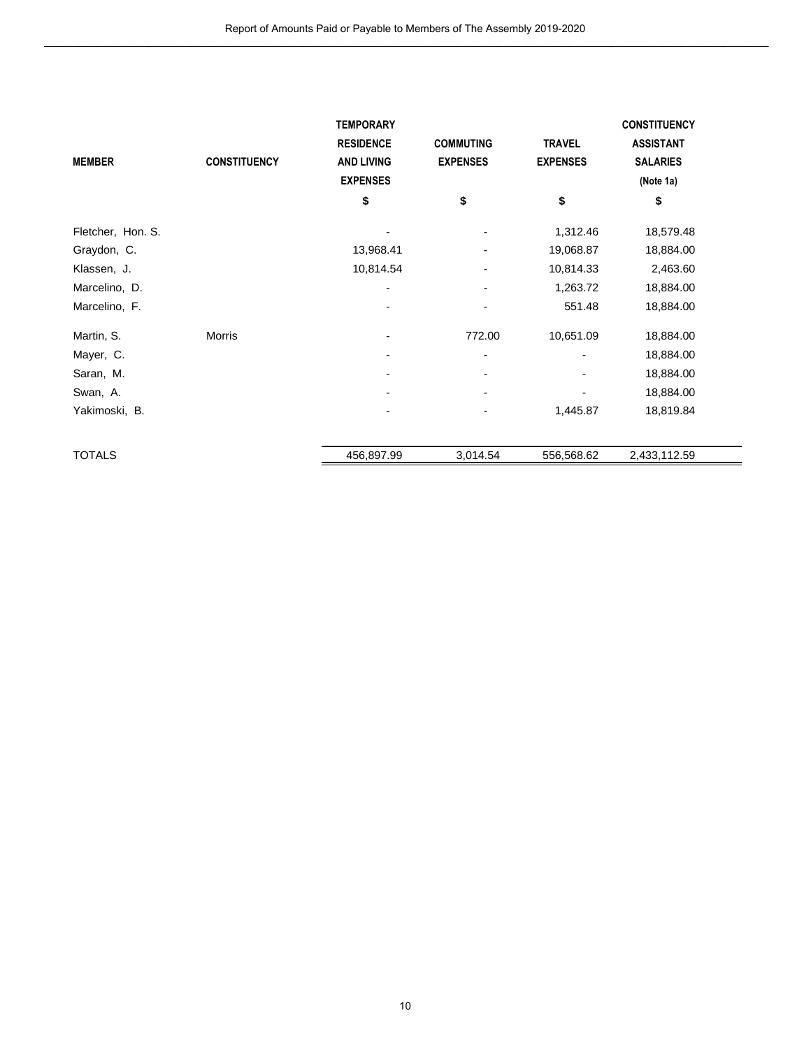| MEMBER | CONSTITUENCY | TEMPORARY RESIDENCE AND LIVING EXPENSES | COMMUTING EXPENSES | TRAVEL EXPENSES | CONSTITUENCY ASSISTANT SALARIES (Note 1a) |
|---|---|---|---|---|---|
| | | $ | $ | $ | $ |
| Fletcher, Hon. S. | | - | - | 1,312.46 | 18,579.48 |
| Graydon, C. | | 13,968.41 | - | 19,068.87 | 18,884.00 |
| Klassen, J. | | 10,814.54 | - | 10,814.33 | 2,463.60 |
| Marcelino, D. | | - | - | 1,263.72 | 18,884.00 |
| Marcelino, F. | | - | - | 551.48 | 18,884.00 |
| Martin, S. | Morris | - | 772.00 | 10,651.09 | 18,884.00 |
| Mayer, C. | | - | - | - | 18,884.00 |
| Saran, M. | | - | - | - | 18,884.00 |
| Swan, A. | | - | - | - | 18,884.00 |
| Yakimoski, B. | | - | - | 1,445.87 | 18,819.84 |
| TOTALS | | 456,897.99 | 3,014.54 | 556,568.62 | 2,433,112.59 |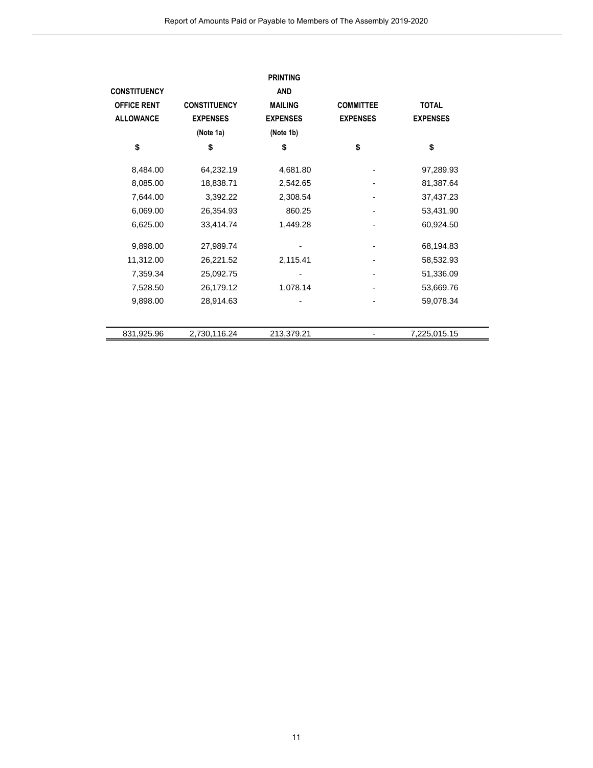| CONSTITUENCY OFFICE RENT ALLOWANCE | CONSTITUENCY EXPENSES (Note 1a) | PRINTING AND MAILING EXPENSES (Note 1b) | COMMITTEE EXPENSES | TOTAL EXPENSES |
|---|---|---|---|---|
| $ | $ | $ | $ | $ |
| 8,484.00 | 64,232.19 | 4,681.80 | - | 97,289.93 |
| 8,085.00 | 18,838.71 | 2,542.65 | - | 81,387.64 |
| 7,644.00 | 3,392.22 | 2,308.54 | - | 37,437.23 |
| 6,069.00 | 26,354.93 | 860.25 | - | 53,431.90 |
| 6,625.00 | 33,414.74 | 1,449.28 | - | 60,924.50 |
| 9,898.00 | 27,989.74 | - | - | 68,194.83 |
| 11,312.00 | 26,221.52 | 2,115.41 | - | 58,532.93 |
| 7,359.34 | 25,092.75 | - | - | 51,336.09 |
| 7,528.50 | 26,179.12 | 1,078.14 | - | 53,669.76 |
| 9,898.00 | 28,914.63 | - | - | 59,078.34 |
| 831,925.96 | 2,730,116.24 | 213,379.21 | - | 7,225,015.15 |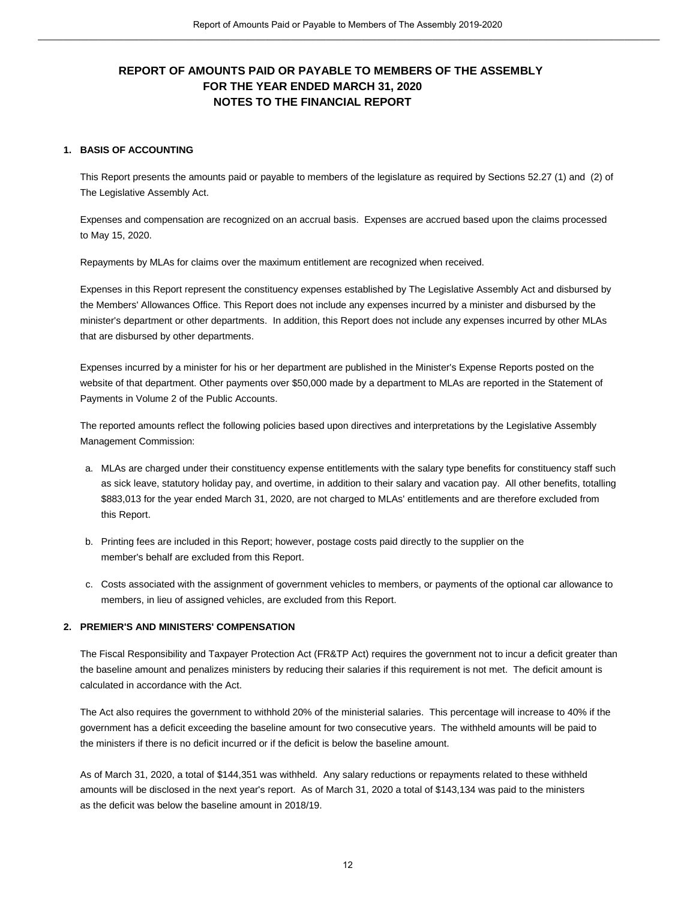# REPORT OF AMOUNTS PAID OR PAYABLE TO MEMBERS OF THE ASSEMBLY FOR THE YEAR ENDED MARCH 31, 2020 NOTES TO THE FINANCIAL REPORT

## 1. BASIS OF ACCOUNTING

This Report presents the amounts paid or payable to members of the legislature as required by Sections 52.27 (1) and (2) of The Legislative Assembly Act.

Expenses and compensation are recognized on an accrual basis. Expenses are accrued based upon the claims processed to May 15, 2020.

Repayments by MLAs for claims over the maximum entitlement are recognized when received.

Expenses in this Report represent the constituency expenses established by The Legislative Assembly Act and disbursed by the Members' Allowances Office. This Report does not include any expenses incurred by a minister and disbursed by the minister's department or other departments. In addition, this Report does not include any expenses incurred by other MLAs that are disbursed by other departments.

Expenses incurred by a minister for his or her department are published in the Minister's Expense Reports posted on the website of that department. Other payments over $50,000 made by a department to MLAs are reported in the Statement of Payments in Volume 2 of the Public Accounts.

The reported amounts reflect the following policies based upon directives and interpretations by the Legislative Assembly Management Commission:

a. MLAs are charged under their constituency expense entitlements with the salary type benefits for constituency staff such as sick leave, statutory holiday pay, and overtime, in addition to their salary and vacation pay. All other benefits, totalling $883,013 for the year ended March 31, 2020, are not charged to MLAs' entitlements and are therefore excluded from this Report.

b. Printing fees are included in this Report; however, postage costs paid directly to the supplier on the member's behalf are excluded from this Report.

c. Costs associated with the assignment of government vehicles to members, or payments of the optional car allowance to members, in lieu of assigned vehicles, are excluded from this Report.

## 2. PREMIER'S AND MINISTERS' COMPENSATION

The Fiscal Responsibility and Taxpayer Protection Act (FR&TP Act) requires the government not to incur a deficit greater than the baseline amount and penalizes ministers by reducing their salaries if this requirement is not met. The deficit amount is calculated in accordance with the Act.

The Act also requires the government to withhold 20% of the ministerial salaries. This percentage will increase to 40% if the government has a deficit exceeding the baseline amount for two consecutive years. The withheld amounts will be paid to the ministers if there is no deficit incurred or if the deficit is below the baseline amount.

As of March 31, 2020, a total of $144,351 was withheld. Any salary reductions or repayments related to these withheld amounts will be disclosed in the next year's report. As of March 31, 2020 a total of $143,134 was paid to the ministers as the deficit was below the baseline amount in 2018/19.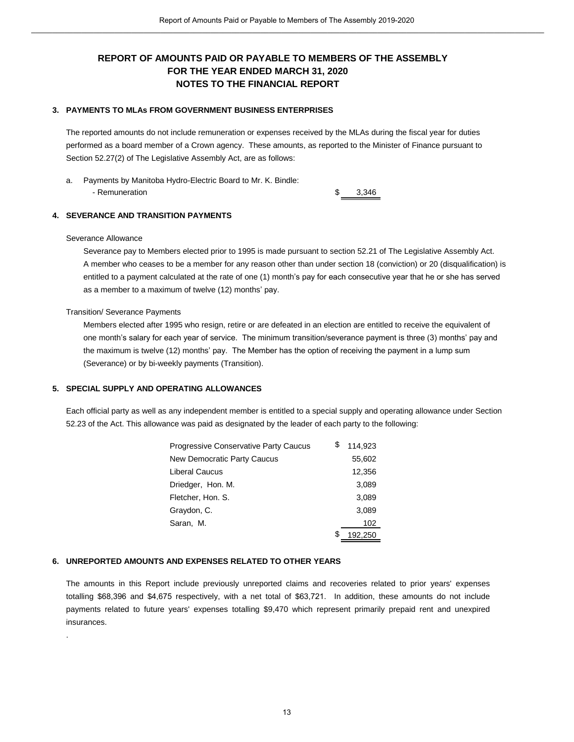# REPORT OF AMOUNTS PAID OR PAYABLE TO MEMBERS OF THE ASSEMBLY
# FOR THE YEAR ENDED MARCH 31, 2020
# NOTES TO THE FINANCIAL REPORT

## 3. PAYMENTS TO MLAs FROM GOVERNMENT BUSINESS ENTERPRISES

The reported amounts do not include remuneration or expenses received by the MLAs during the fiscal year for duties performed as a board member of a Crown agency. These amounts, as reported to the Minister of Finance pursuant to Section 52.27(2) of The Legislative Assembly Act, are as follows:

a. Payments by Manitoba Hydro-Electric Board to Mr. K. Bindle:

| | |
|---|---|
| - Remuneration | $ 3,346 |

## 4. SEVERANCE AND TRANSITION PAYMENTS

Severance Allowance

Severance pay to Members elected prior to 1995 is made pursuant to section 52.21 of The Legislative Assembly Act. A member who ceases to be a member for any reason other than under section 18 (conviction) or 20 (disqualification) is entitled to a payment calculated at the rate of one (1) month's pay for each consecutive year that he or she has served as a member to a maximum of twelve (12) months' pay.

Transition/ Severance Payments

Members elected after 1995 who resign, retire or are defeated in an election are entitled to receive the equivalent of one month's salary for each year of service. The minimum transition/severance payment is three (3) months' pay and the maximum is twelve (12) months' pay. The Member has the option of receiving the payment in a lump sum (Severance) or by bi-weekly payments (Transition).

## 5. SPECIAL SUPPLY AND OPERATING ALLOWANCES

Each official party as well as any independent member is entitled to a special supply and operating allowance under Section 52.23 of the Act. This allowance was paid as designated by the leader of each party to the following:

| | |
|---|---|
| Progressive Conservative Party Caucus | $ 114,923 |
| New Democratic Party Caucus | 55,602 |
| Liberal Caucus | 12,356 |
| Driedger, Hon. M. | 3,089 |
| Fletcher, Hon. S. | 3,089 |
| Graydon, C. | 3,089 |
| Saran, M. | 102 |
| | $ 192,250 |

## 6. UNREPORTED AMOUNTS AND EXPENSES RELATED TO OTHER YEARS

The amounts in this Report include previously unreported claims and recoveries related to prior years' expenses totalling $68,396 and $4,675 respectively, with a net total of $63,721. In addition, these amounts do not include payments related to future years' expenses totalling $9,470 which represent primarily prepaid rent and unexpired insurances.

.